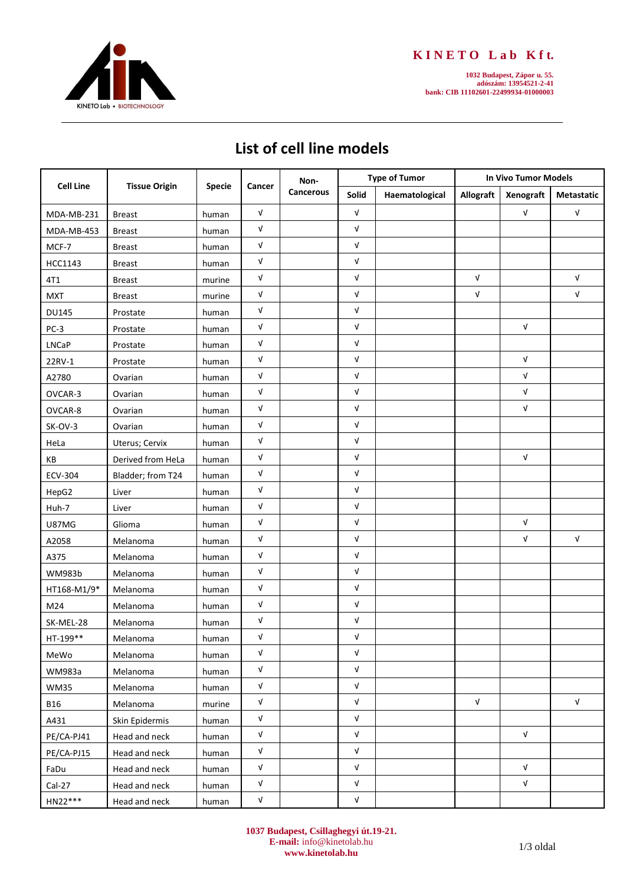**KINETO Lab Kft.**

1032 Budapest, Zápor u. 55.
adószám: 13954521-2-41
bank: CIB 11102601-22499934-01000003

# List of cell line models

| Cell Line | Tissue Origin | Specie | Cancer | Non-Cancerous | Type of Tumor | | In Vivo Tumor Models | | |
|---|---|---|---|---|---|---|---|---|---|
| | | | | | Solid | Haematological | Allograft | Xenograft | Metastatic |
| MDA-MB-231 | Breast | human | √ | | √ | | | √ | √ |
| MDA-MB-453 | Breast | human | √ | | √ | | | | |
| MCF-7 | Breast | human | √ | | √ | | | | |
| HCC1143 | Breast | human | √ | | √ | | | | |
| 4T1 | Breast | murine | √ | | √ | | √ | | √ |
| MXT | Breast | murine | √ | | √ | | √ | | √ |
| DU145 | Prostate | human | √ | | √ | | | | |
| PC-3 | Prostate | human | √ | | √ | | | √ | |
| LNCaP | Prostate | human | √ | | √ | | | | |
| 22RV-1 | Prostate | human | √ | | √ | | | √ | |
| A2780 | Ovarian | human | √ | | √ | | | √ | |
| OVCAR-3 | Ovarian | human | √ | | √ | | | √ | |
| OVCAR-8 | Ovarian | human | √ | | √ | | | √ | |
| SK-OV-3 | Ovarian | human | √ | | √ | | | | |
| HeLa | Uterus; Cervix | human | √ | | √ | | | | |
| KB | Derived from HeLa | human | √ | | √ | | | √ | |
| ECV-304 | Bladder; from T24 | human | √ | | √ | | | | |
| HepG2 | Liver | human | √ | | √ | | | | |
| Huh-7 | Liver | human | √ | | √ | | | | |
| U87MG | Glioma | human | √ | | √ | | | √ | |
| A2058 | Melanoma | human | √ | | √ | | | √ | √ |
| A375 | Melanoma | human | √ | | √ | | | | |
| WM983b | Melanoma | human | √ | | √ | | | | |
| HT168-M1/9* | Melanoma | human | √ | | √ | | | | |
| M24 | Melanoma | human | √ | | √ | | | | |
| SK-MEL-28 | Melanoma | human | √ | | √ | | | | |
| HT-199** | Melanoma | human | √ | | √ | | | | |
| MeWo | Melanoma | human | √ | | √ | | | | |
| WM983a | Melanoma | human | √ | | √ | | | | |
| WM35 | Melanoma | human | √ | | √ | | | | |
| B16 | Melanoma | murine | √ | | √ | | √ | | √ |
| A431 | Skin Epidermis | human | √ | | √ | | | | |
| PE/CA-PJ41 | Head and neck | human | √ | | √ | | | √ | |
| PE/CA-PJ15 | Head and neck | human | √ | | √ | | | | |
| FaDu | Head and neck | human | √ | | √ | | | √ | |
| Cal-27 | Head and neck | human | √ | | √ | | | √ | |
| HN22*** | Head and neck | human | √ | | √ | | | | |

1037 Budapest, Csillaghegyi út.19-21.
**E-mail:** info@kinetolab.hu
**www.kinetolab.hu**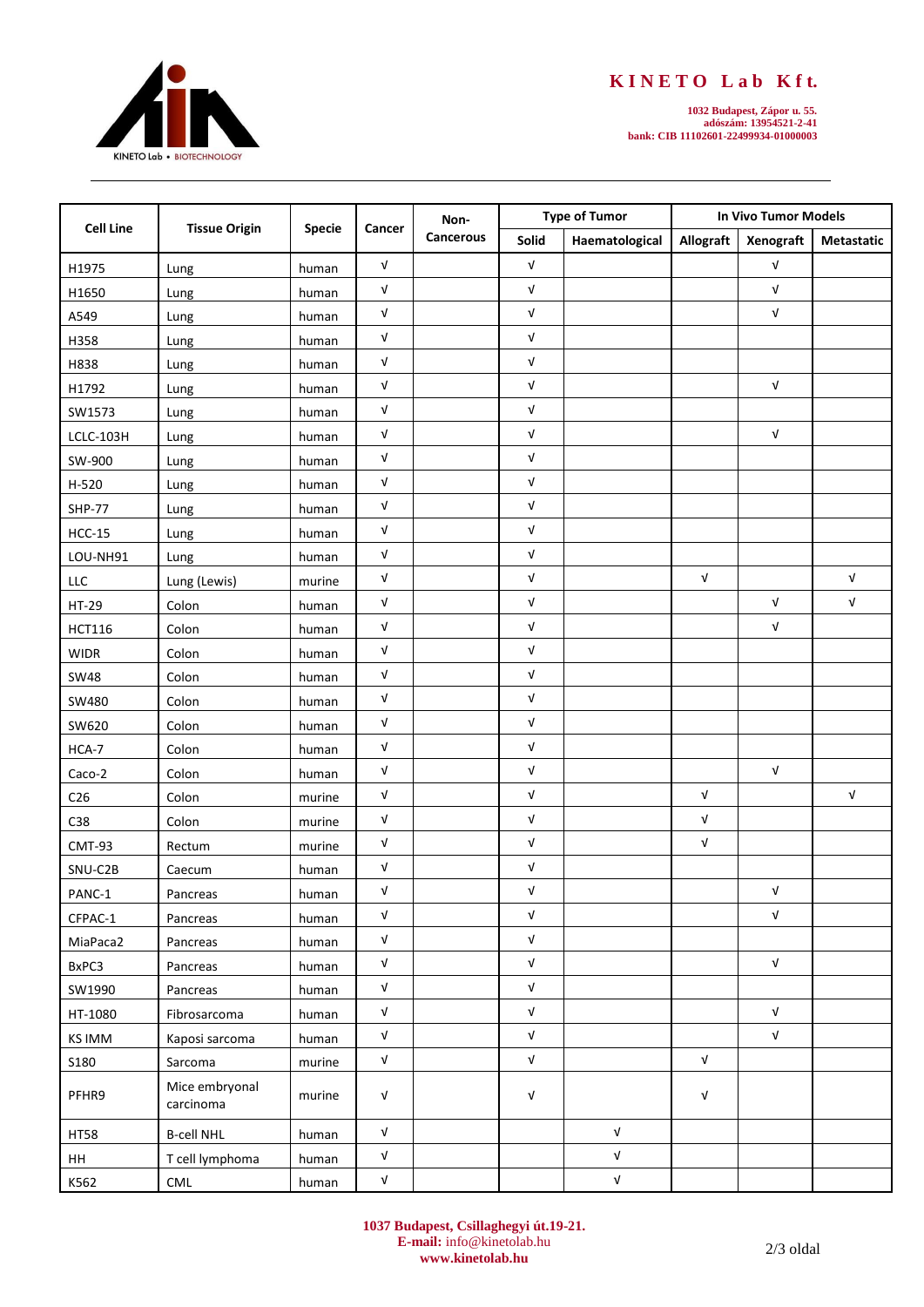**KINETO Lab Kft.**

**1032 Budapest, Zápor u. 55.**
**adószám: 13954521-2-41**
**bank: CIB 11102601-22499934-01000003**

| Cell Line | Tissue Origin | Specie | Cancer | Non-Cancerous | Type of Tumor | | In Vivo Tumor Models | | |
|---|---|---|---|---|---|---|---|---|---|
| | | | | | Solid | Haematological | Allograft | Xenograft | Metastatic |
| H1975 | Lung | human | √ | | √ | | | √ | |
| H1650 | Lung | human | √ | | √ | | | √ | |
| A549 | Lung | human | √ | | √ | | | √ | |
| H358 | Lung | human | √ | | √ | | | | |
| H838 | Lung | human | √ | | √ | | | | |
| H1792 | Lung | human | √ | | √ | | | √ | |
| SW1573 | Lung | human | √ | | √ | | | | |
| LCLC-103H | Lung | human | √ | | √ | | | √ | |
| SW-900 | Lung | human | √ | | √ | | | | |
| H-520 | Lung | human | √ | | √ | | | | |
| SHP-77 | Lung | human | √ | | √ | | | | |
| HCC-15 | Lung | human | √ | | √ | | | | |
| LOU-NH91 | Lung | human | √ | | √ | | | | |
| LLC | Lung (Lewis) | murine | √ | | √ | | √ | | √ |
| HT-29 | Colon | human | √ | | √ | | | √ | √ |
| HCT116 | Colon | human | √ | | √ | | | √ | |
| WIDR | Colon | human | √ | | √ | | | | |
| SW48 | Colon | human | √ | | √ | | | | |
| SW480 | Colon | human | √ | | √ | | | | |
| SW620 | Colon | human | √ | | √ | | | | |
| HCA-7 | Colon | human | √ | | √ | | | | |
| Caco-2 | Colon | human | √ | | √ | | | √ | |
| C26 | Colon | murine | √ | | √ | | √ | | √ |
| C38 | Colon | murine | √ | | √ | | √ | | |
| CMT-93 | Rectum | murine | √ | | √ | | √ | | |
| SNU-C2B | Caecum | human | √ | | √ | | | | |
| PANC-1 | Pancreas | human | √ | | √ | | | √ | |
| CFPAC-1 | Pancreas | human | √ | | √ | | | √ | |
| MiaPaca2 | Pancreas | human | √ | | √ | | | | |
| BxPC3 | Pancreas | human | √ | | √ | | | √ | |
| SW1990 | Pancreas | human | √ | | √ | | | | |
| HT-1080 | Fibrosarcoma | human | √ | | √ | | | √ | |
| KS IMM | Kaposi sarcoma | human | √ | | √ | | | √ | |
| S180 | Sarcoma | murine | √ | | √ | | √ | | |
| PFHR9 | Mice embryonal carcinoma | murine | √ | | √ | | √ | | |
| HT58 | B-cell NHL | human | √ | | | √ | | | |
| HH | T cell lymphoma | human | √ | | | √ | | | |
| K562 | CML | human | √ | | | √ | | | |

**1037 Budapest, Csillaghegyi út.19-21.**
**E-mail:** info@kinetolab.hu
**www.kinetolab.hu**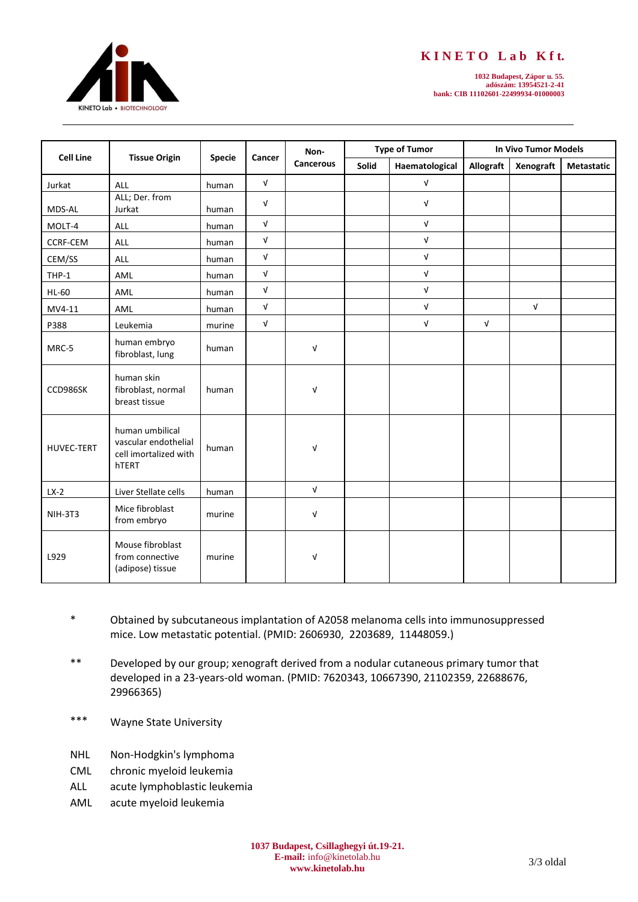| Cell Line | Tissue Origin | Specie | Cancer | Non-Cancerous | Type of Tumor | | In Vivo Tumor Models | | |
|---|---|---|---|---|---|---|---|---|---|
| | | | | | Solid | Haematological | Allograft | Xenograft | Metastatic |
| Jurkat | ALL | human | √ | | | √ | | | |
| MDS-AL | ALL; Der. from Jurkat | human | √ | | | √ | | | |
| MOLT-4 | ALL | human | √ | | | √ | | | |
| CCRF-CEM | ALL | human | √ | | | √ | | | |
| CEM/SS | ALL | human | √ | | | √ | | | |
| THP-1 | AML | human | √ | | | √ | | | |
| HL-60 | AML | human | √ | | | √ | | | |
| MV4-11 | AML | human | √ | | | √ | | √ | |
| P388 | Leukemia | murine | √ | | | √ | √ | | |
| MRC-5 | human embryo fibroblast, lung | human | | √ | | | | | |
| CCD986SK | human skin fibroblast, normal breast tissue | human | | √ | | | | | |
| HUVEC-TERT | human umbilical vascular endothelial cell imortalized with hTERT | human | | √ | | | | | |
| LX-2 | Liver Stellate cells | human | | √ | | | | | |
| NIH-3T3 | Mice fibroblast from embryo | murine | | √ | | | | | |
| L929 | Mouse fibroblast from connective (adipose) tissue | murine | | √ | | | | | |

\* Obtained by subcutaneous implantation of A2058 melanoma cells into immunosuppressed mice. Low metastatic potential. (PMID: 2606930, 2203689, 11448059.)

\** Developed by our group; xenograft derived from a nodular cutaneous primary tumor that developed in a 23-years-old woman. (PMID: 7620343, 10667390, 21102359, 22688676, 29966365)

\*** Wayne State University

NHL Non-Hodgkin's lymphoma

CML chronic myeloid leukemia

ALL acute lymphoblastic leukemia

AML acute myeloid leukemia